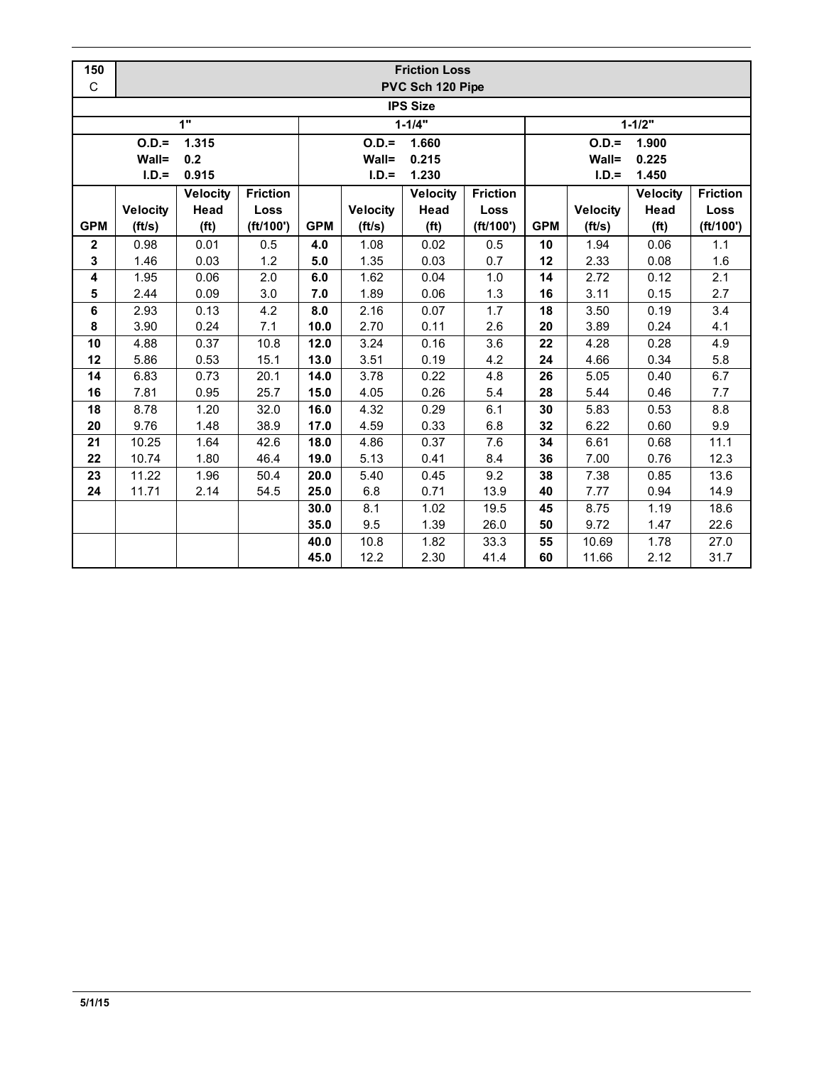| 150 C | Friction Loss PVC Sch 120 Pipe | | | | | | | | | | |
|---|---|---|---|---|---|---|---|---|---|---|---|
| IPS Size | | | | | | | | | | | |
| 1" | | | | 1-1/4" | | | | 1-1/2" | | | |
| | O.D.= 1.315 Wall= 0.2 I.D.= 0.915 | | | | O.D.= 1.660 Wall= 0.215 I.D.= 1.230 | | | | O.D.= 1.900 Wall= 0.225 I.D.= 1.450 | | |
| GPM | Velocity (ft/s) | Velocity Head (ft) | Friction Loss (ft/100') | GPM | Velocity (ft/s) | Velocity Head (ft) | Friction Loss (ft/100') | GPM | Velocity (ft/s) | Velocity Head (ft) | Friction Loss (ft/100') |
| **2** | 0.98 | 0.01 | 0.5 | **4.0** | 1.08 | 0.02 | 0.5 | **10** | 1.94 | 0.06 | 1.1 |
| **3** | 1.46 | 0.03 | 1.2 | **5.0** | 1.35 | 0.03 | 0.7 | **12** | 2.33 | 0.08 | 1.6 |
| **4** | 1.95 | 0.06 | 2.0 | **6.0** | 1.62 | 0.04 | 1.0 | **14** | 2.72 | 0.12 | 2.1 |
| **5** | 2.44 | 0.09 | 3.0 | **7.0** | 1.89 | 0.06 | 1.3 | **16** | 3.11 | 0.15 | 2.7 |
| **6** | 2.93 | 0.13 | 4.2 | **8.0** | 2.16 | 0.07 | 1.7 | **18** | 3.50 | 0.19 | 3.4 |
| **8** | 3.90 | 0.24 | 7.1 | **10.0** | 2.70 | 0.11 | 2.6 | **20** | 3.89 | 0.24 | 4.1 |
| **10** | 4.88 | 0.37 | 10.8 | **12.0** | 3.24 | 0.16 | 3.6 | **22** | 4.28 | 0.28 | 4.9 |
| **12** | 5.86 | 0.53 | 15.1 | **13.0** | 3.51 | 0.19 | 4.2 | **24** | 4.66 | 0.34 | 5.8 |
| **14** | 6.83 | 0.73 | 20.1 | **14.0** | 3.78 | 0.22 | 4.8 | **26** | 5.05 | 0.40 | 6.7 |
| **16** | 7.81 | 0.95 | 25.7 | **15.0** | 4.05 | 0.26 | 5.4 | **28** | 5.44 | 0.46 | 7.7 |
| **18** | 8.78 | 1.20 | 32.0 | **16.0** | 4.32 | 0.29 | 6.1 | **30** | 5.83 | 0.53 | 8.8 |
| **20** | 9.76 | 1.48 | 38.9 | **17.0** | 4.59 | 0.33 | 6.8 | **32** | 6.22 | 0.60 | 9.9 |
| **21** | 10.25 | 1.64 | 42.6 | **18.0** | 4.86 | 0.37 | 7.6 | **34** | 6.61 | 0.68 | 11.1 |
| **22** | 10.74 | 1.80 | 46.4 | **19.0** | 5.13 | 0.41 | 8.4 | **36** | 7.00 | 0.76 | 12.3 |
| **23** | 11.22 | 1.96 | 50.4 | **20.0** | 5.40 | 0.45 | 9.2 | **38** | 7.38 | 0.85 | 13.6 |
| **24** | 11.71 | 2.14 | 54.5 | **25.0** | 6.8 | 0.71 | 13.9 | **40** | 7.77 | 0.94 | 14.9 |
| | | | | **30.0** | 8.1 | 1.02 | 19.5 | **45** | 8.75 | 1.19 | 18.6 |
| | | | | **35.0** | 9.5 | 1.39 | 26.0 | **50** | 9.72 | 1.47 | 22.6 |
| | | | | **40.0** | 10.8 | 1.82 | 33.3 | **55** | 10.69 | 1.78 | 27.0 |
| | | | | **45.0** | 12.2 | 2.30 | 41.4 | **60** | 11.66 | 2.12 | 31.7 |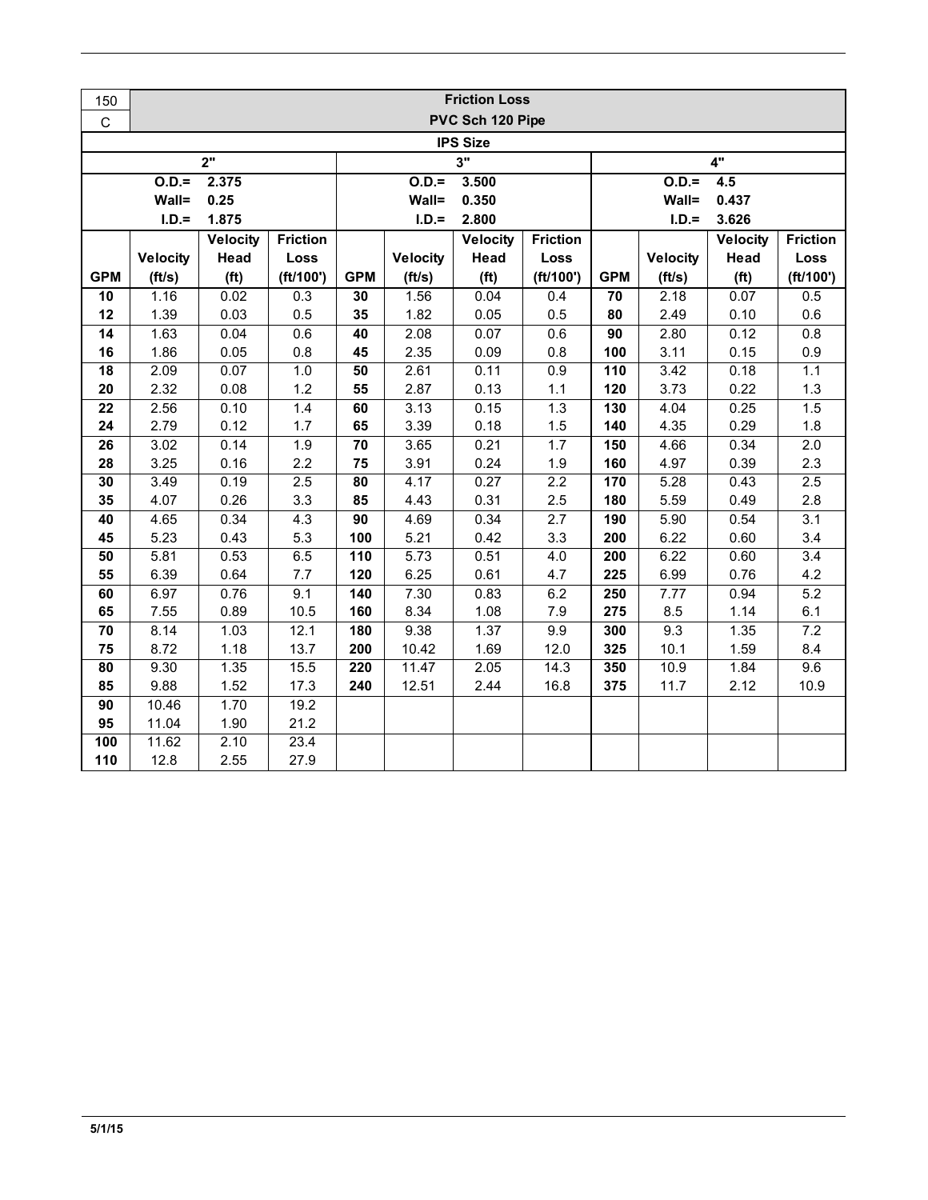| 150 | Friction Loss | | | | | | | | | | |
|---|---|---|---|---|---|---|---|---|---|---|---|
| C | PVC Sch 120 Pipe | | | | | | | | | | |
| IPS Size | | | | | | | | | | | |
| 2" | | | | 3" | | | | 4" | | | |
| | O.D.= | 2.375 | | | O.D.= | 3.500 | | | O.D.= | 4.5 | |
| | Wall= | 0.25 | | | Wall= | 0.350 | | | Wall= | 0.437 | |
| | I.D.= | 1.875 | | | I.D.= | 2.800 | | | I.D.= | 3.626 | |
| GPM | Velocity (ft/s) | Velocity Head (ft) | Friction Loss (ft/100') | GPM | Velocity (ft/s) | Velocity Head (ft) | Friction Loss (ft/100') | GPM | Velocity (ft/s) | Velocity Head (ft) | Friction Loss (ft/100') |
| 10 | 1.16 | 0.02 | 0.3 | 30 | 1.56 | 0.04 | 0.4 | 70 | 2.18 | 0.07 | 0.5 |
| 12 | 1.39 | 0.03 | 0.5 | 35 | 1.82 | 0.05 | 0.5 | 80 | 2.49 | 0.10 | 0.6 |
| 14 | 1.63 | 0.04 | 0.6 | 40 | 2.08 | 0.07 | 0.6 | 90 | 2.80 | 0.12 | 0.8 |
| 16 | 1.86 | 0.05 | 0.8 | 45 | 2.35 | 0.09 | 0.8 | 100 | 3.11 | 0.15 | 0.9 |
| 18 | 2.09 | 0.07 | 1.0 | 50 | 2.61 | 0.11 | 0.9 | 110 | 3.42 | 0.18 | 1.1 |
| 20 | 2.32 | 0.08 | 1.2 | 55 | 2.87 | 0.13 | 1.1 | 120 | 3.73 | 0.22 | 1.3 |
| 22 | 2.56 | 0.10 | 1.4 | 60 | 3.13 | 0.15 | 1.3 | 130 | 4.04 | 0.25 | 1.5 |
| 24 | 2.79 | 0.12 | 1.7 | 65 | 3.39 | 0.18 | 1.5 | 140 | 4.35 | 0.29 | 1.8 |
| 26 | 3.02 | 0.14 | 1.9 | 70 | 3.65 | 0.21 | 1.7 | 150 | 4.66 | 0.34 | 2.0 |
| 28 | 3.25 | 0.16 | 2.2 | 75 | 3.91 | 0.24 | 1.9 | 160 | 4.97 | 0.39 | 2.3 |
| 30 | 3.49 | 0.19 | 2.5 | 80 | 4.17 | 0.27 | 2.2 | 170 | 5.28 | 0.43 | 2.5 |
| 35 | 4.07 | 0.26 | 3.3 | 85 | 4.43 | 0.31 | 2.5 | 180 | 5.59 | 0.49 | 2.8 |
| 40 | 4.65 | 0.34 | 4.3 | 90 | 4.69 | 0.34 | 2.7 | 190 | 5.90 | 0.54 | 3.1 |
| 45 | 5.23 | 0.43 | 5.3 | 100 | 5.21 | 0.42 | 3.3 | 200 | 6.22 | 0.60 | 3.4 |
| 50 | 5.81 | 0.53 | 6.5 | 110 | 5.73 | 0.51 | 4.0 | 200 | 6.22 | 0.60 | 3.4 |
| 55 | 6.39 | 0.64 | 7.7 | 120 | 6.25 | 0.61 | 4.7 | 225 | 6.99 | 0.76 | 4.2 |
| 60 | 6.97 | 0.76 | 9.1 | 140 | 7.30 | 0.83 | 6.2 | 250 | 7.77 | 0.94 | 5.2 |
| 65 | 7.55 | 0.89 | 10.5 | 160 | 8.34 | 1.08 | 7.9 | 275 | 8.5 | 1.14 | 6.1 |
| 70 | 8.14 | 1.03 | 12.1 | 180 | 9.38 | 1.37 | 9.9 | 300 | 9.3 | 1.35 | 7.2 |
| 75 | 8.72 | 1.18 | 13.7 | 200 | 10.42 | 1.69 | 12.0 | 325 | 10.1 | 1.59 | 8.4 |
| 80 | 9.30 | 1.35 | 15.5 | 220 | 11.47 | 2.05 | 14.3 | 350 | 10.9 | 1.84 | 9.6 |
| 85 | 9.88 | 1.52 | 17.3 | 240 | 12.51 | 2.44 | 16.8 | 375 | 11.7 | 2.12 | 10.9 |
| 90 | 10.46 | 1.70 | 19.2 | | | | | | | | |
| 95 | 11.04 | 1.90 | 21.2 | | | | | | | | |
| 100 | 11.62 | 2.10 | 23.4 | | | | | | | | |
| 110 | 12.8 | 2.55 | 27.9 | | | | | | | | |

5/1/15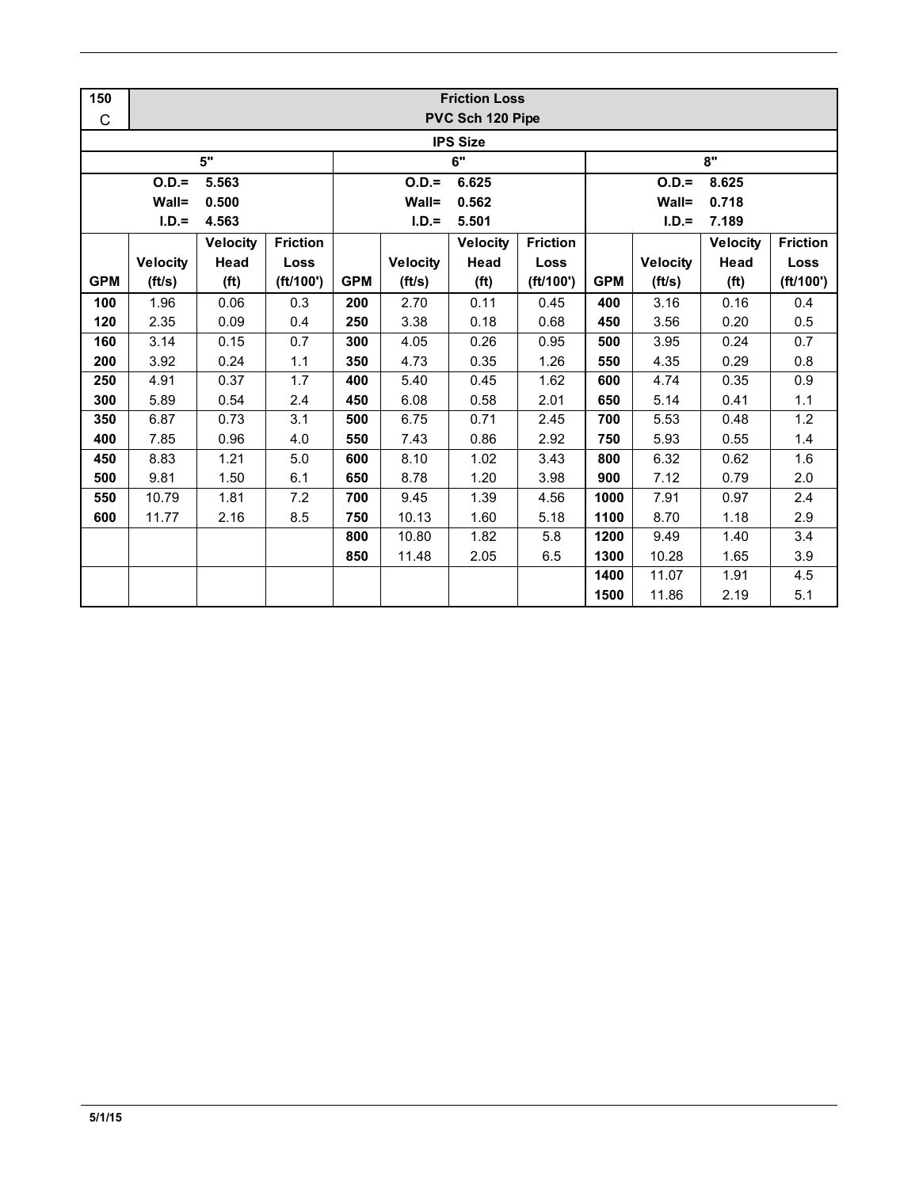| 150 C | Friction Loss PVC Sch 120 Pipe | | | | | | | | | | |
|---|---|---|---|---|---|---|---|---|---|---|---|
| IPS Size | | | | | | | | | | | |
| 5" | | | | 6" | | | | 8" | | | |
| O.D.= 5.563 Wall= 0.500 I.D.= 4.563 | | | | O.D.= 6.625 Wall= 0.562 I.D.= 5.501 | | | | O.D.= 8.625 Wall= 0.718 I.D.= 7.189 | | | |
| GPM | Velocity (ft/s) | Velocity Head (ft) | Friction Loss (ft/100') | GPM | Velocity (ft/s) | Velocity Head (ft) | Friction Loss (ft/100') | GPM | Velocity (ft/s) | Velocity Head (ft) | Friction Loss (ft/100') |
| **100** | 1.96 | 0.06 | 0.3 | **200** | 2.70 | 0.11 | 0.45 | **400** | 3.16 | 0.16 | 0.4 |
| **120** | 2.35 | 0.09 | 0.4 | **250** | 3.38 | 0.18 | 0.68 | **450** | 3.56 | 0.20 | 0.5 |
| **160** | 3.14 | 0.15 | 0.7 | **300** | 4.05 | 0.26 | 0.95 | **500** | 3.95 | 0.24 | 0.7 |
| **200** | 3.92 | 0.24 | 1.1 | **350** | 4.73 | 0.35 | 1.26 | **550** | 4.35 | 0.29 | 0.8 |
| **250** | 4.91 | 0.37 | 1.7 | **400** | 5.40 | 0.45 | 1.62 | **600** | 4.74 | 0.35 | 0.9 |
| **300** | 5.89 | 0.54 | 2.4 | **450** | 6.08 | 0.58 | 2.01 | **650** | 5.14 | 0.41 | 1.1 |
| **350** | 6.87 | 0.73 | 3.1 | **500** | 6.75 | 0.71 | 2.45 | **700** | 5.53 | 0.48 | 1.2 |
| **400** | 7.85 | 0.96 | 4.0 | **550** | 7.43 | 0.86 | 2.92 | **750** | 5.93 | 0.55 | 1.4 |
| **450** | 8.83 | 1.21 | 5.0 | **600** | 8.10 | 1.02 | 3.43 | **800** | 6.32 | 0.62 | 1.6 |
| **500** | 9.81 | 1.50 | 6.1 | **650** | 8.78 | 1.20 | 3.98 | **900** | 7.12 | 0.79 | 2.0 |
| **550** | 10.79 | 1.81 | 7.2 | **700** | 9.45 | 1.39 | 4.56 | **1000** | 7.91 | 0.97 | 2.4 |
| **600** | 11.77 | 2.16 | 8.5 | **750** | 10.13 | 1.60 | 5.18 | **1100** | 8.70 | 1.18 | 2.9 |
| | | | | **800** | 10.80 | 1.82 | 5.8 | **1200** | 9.49 | 1.40 | 3.4 |
| | | | | **850** | 11.48 | 2.05 | 6.5 | **1300** | 10.28 | 1.65 | 3.9 |
| | | | | | | | | **1400** | 11.07 | 1.91 | 4.5 |
| | | | | | | | | **1500** | 11.86 | 2.19 | 5.1 |

**5/1/15**